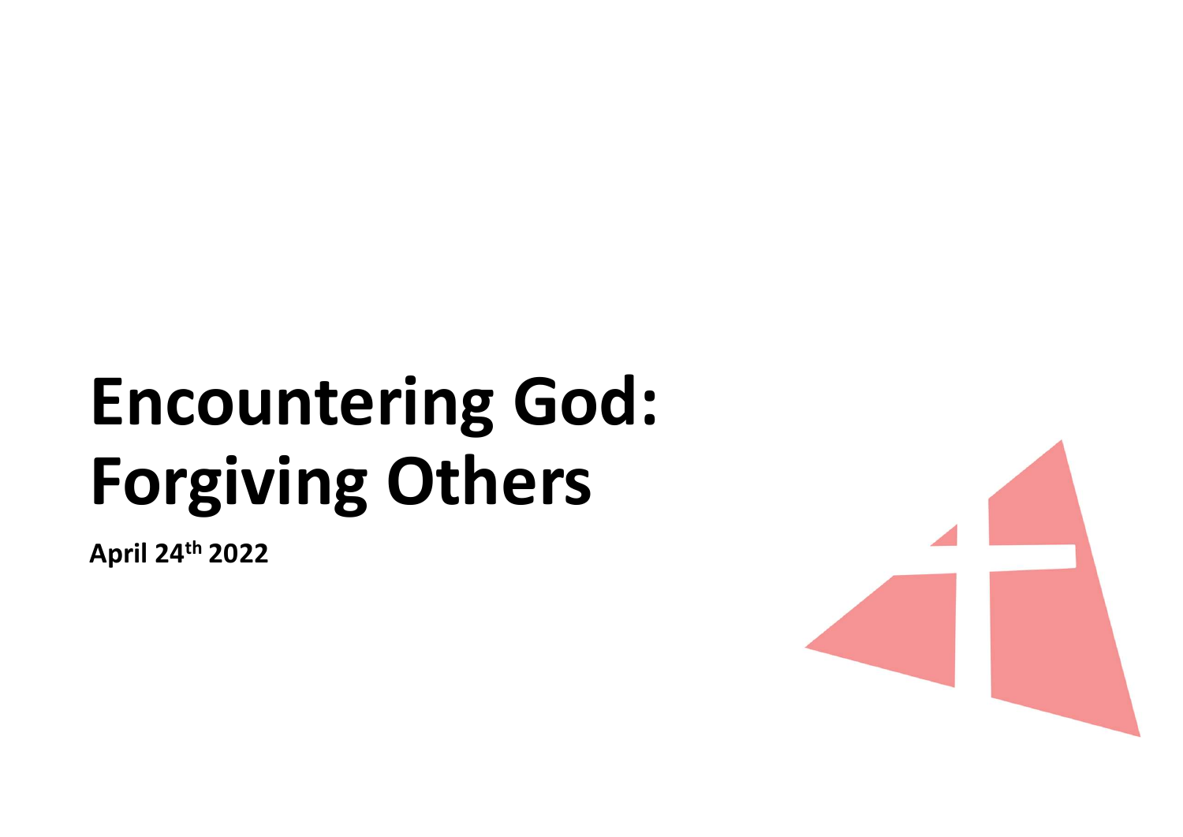# Encountering God: Forgiving Others

**April 24th 2022**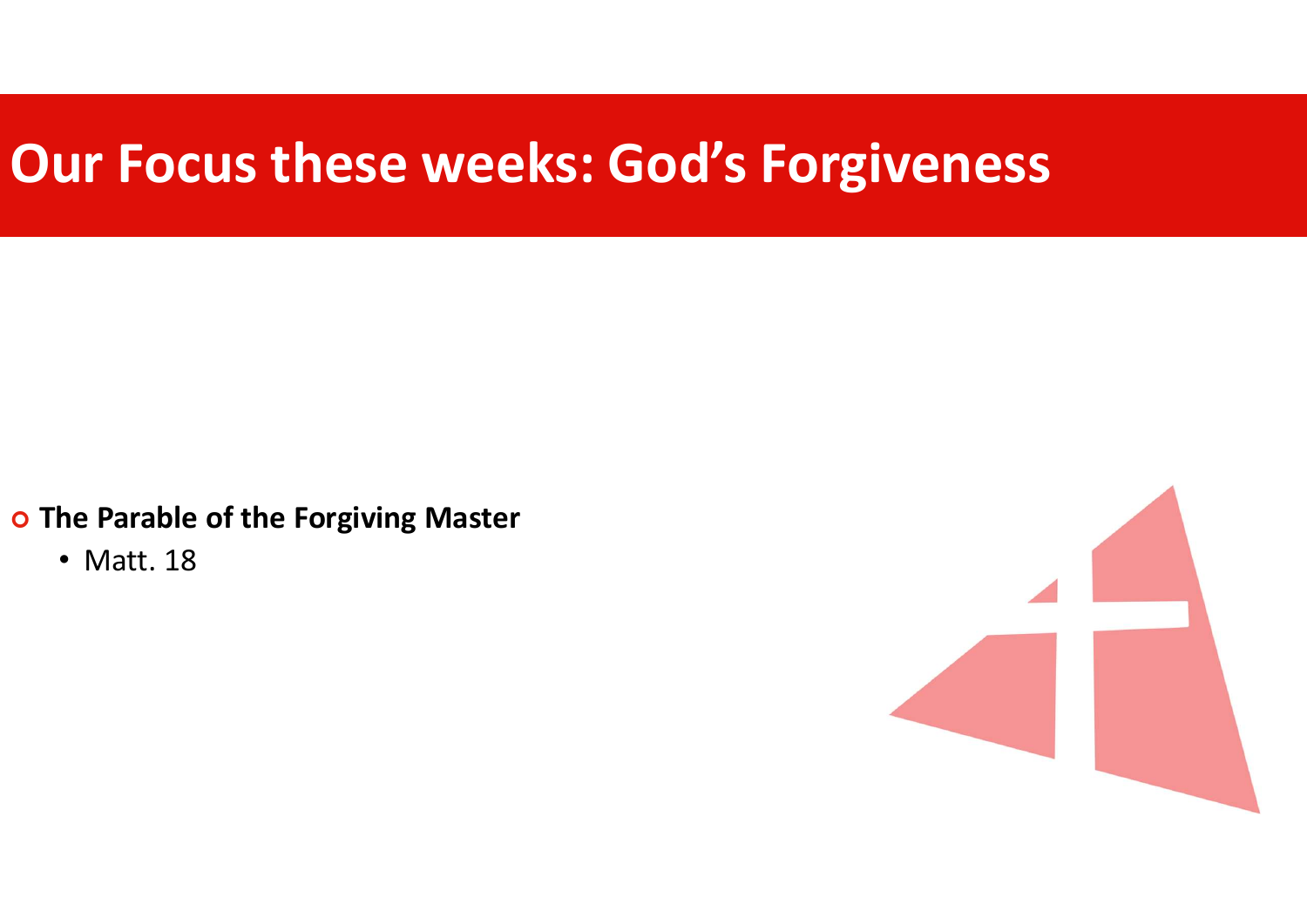# Our Focus these weeks: God's Forgiveness

- **The Parable of the Forgiving Master**
  - Matt. 18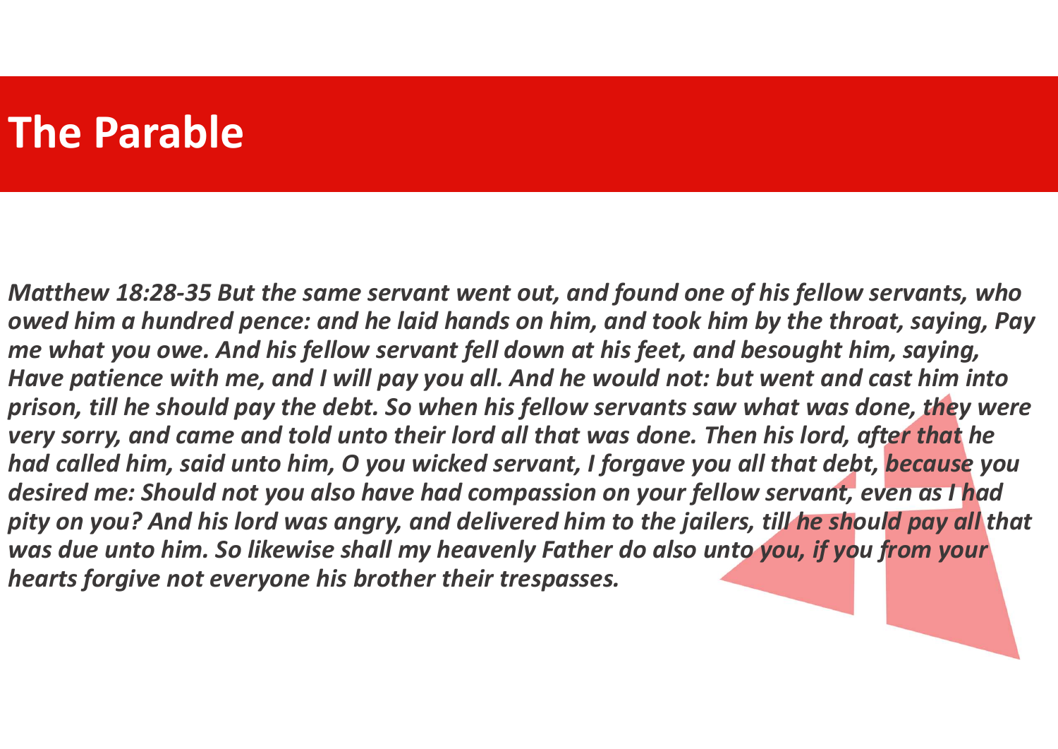# The Parable

***Matthew 18:28-35 But the same servant went out, and found one of his fellow servants, who owed him a hundred pence: and he laid hands on him, and took him by the throat, saying, Pay me what you owe. And his fellow servant fell down at his feet, and besought him, saying, Have patience with me, and I will pay you all. And he would not: but went and cast him into prison, till he should pay the debt. So when his fellow servants saw what was done, they were very sorry, and came and told unto their lord all that was done. Then his lord, after that he had called him, said unto him, O you wicked servant, I forgave you all that debt, because you desired me: Should not you also have had compassion on your fellow servant, even as I had pity on you? And his lord was angry, and delivered him to the jailers, till he should pay all that was due unto him. So likewise shall my heavenly Father do also unto you, if you from your hearts forgive not everyone his brother their trespasses.***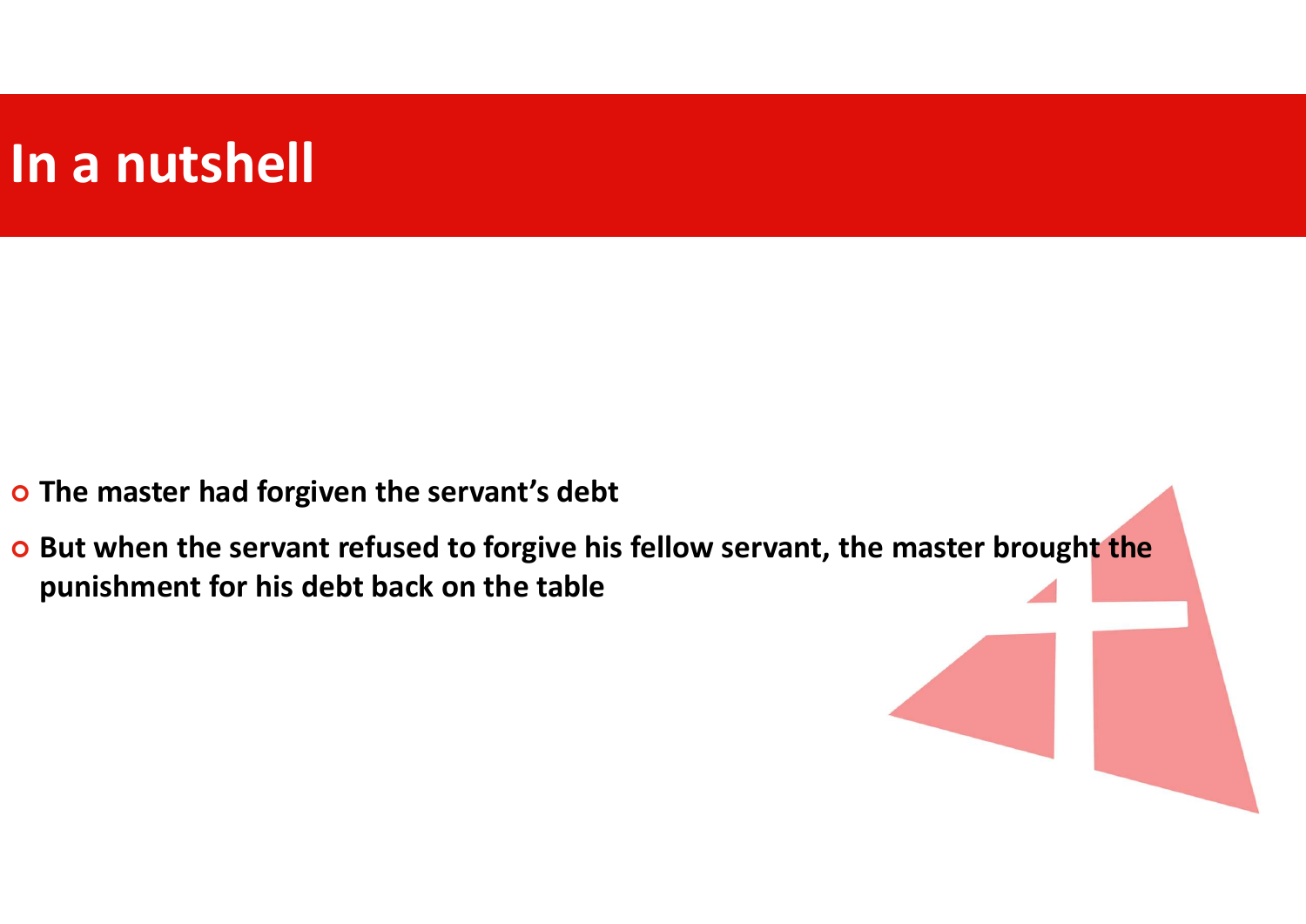# In a nutshell

- **The master had forgiven the servant's debt**
- **But when the servant refused to forgive his fellow servant, the master brought the punishment for his debt back on the table**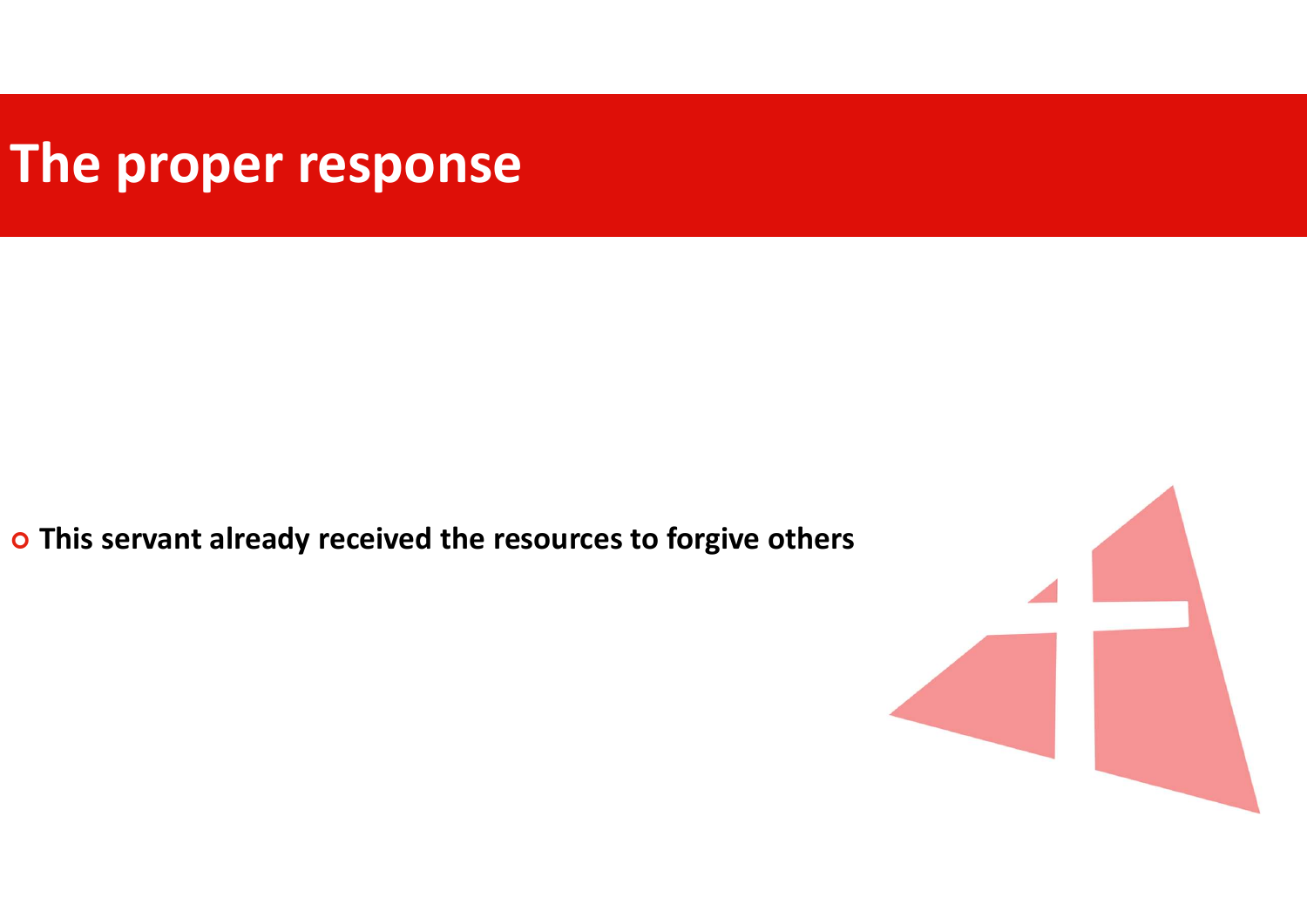# The proper response

- **This servant already received the resources to forgive others**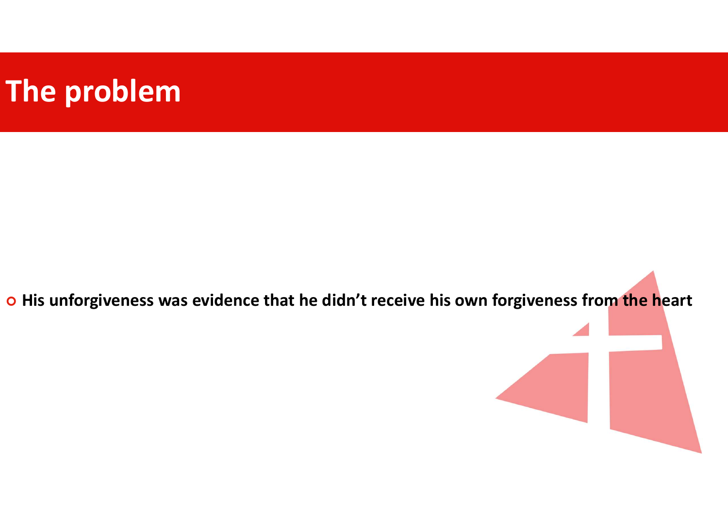# The problem

- **His unforgiveness was evidence that he didn't receive his own forgiveness from the heart**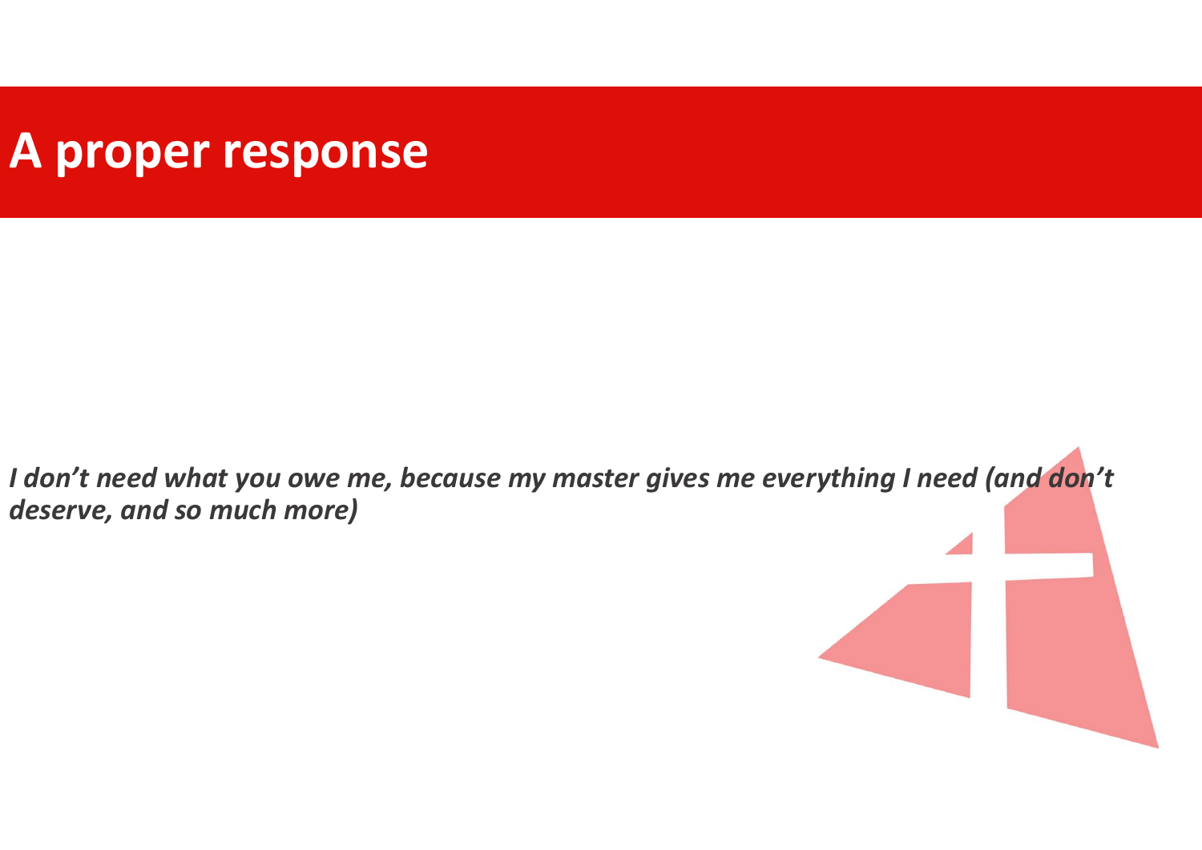# A proper response

*I don't need what you owe me, because my master gives me everything I need (and don't deserve, and so much more)*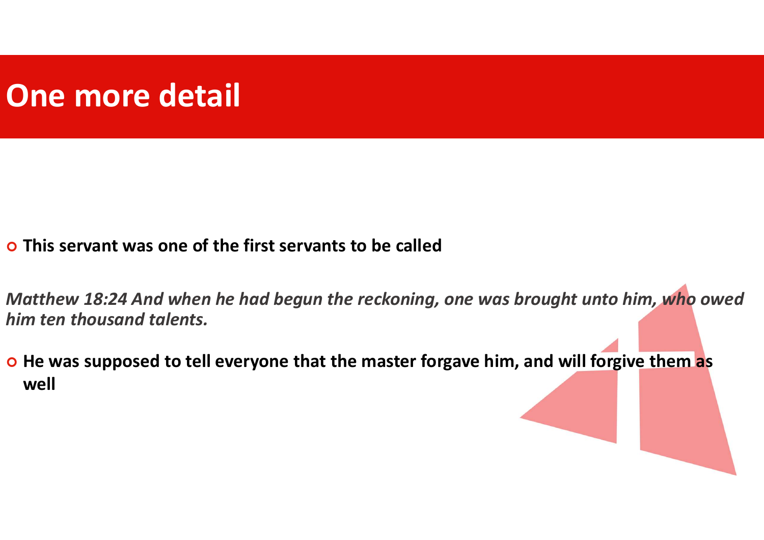# One more detail

- **This servant was one of the first servants to be called**

***Matthew 18:24 And when he had begun the reckoning, one was brought unto him, who owed him ten thousand talents.***

- **He was supposed to tell everyone that the master forgave him, and will forgive them as well**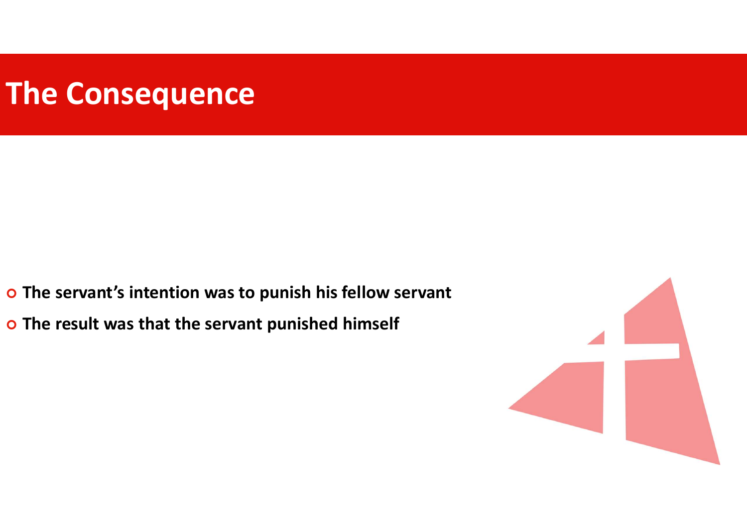# The Consequence

- **The servant's intention was to punish his fellow servant**
- **The result was that the servant punished himself**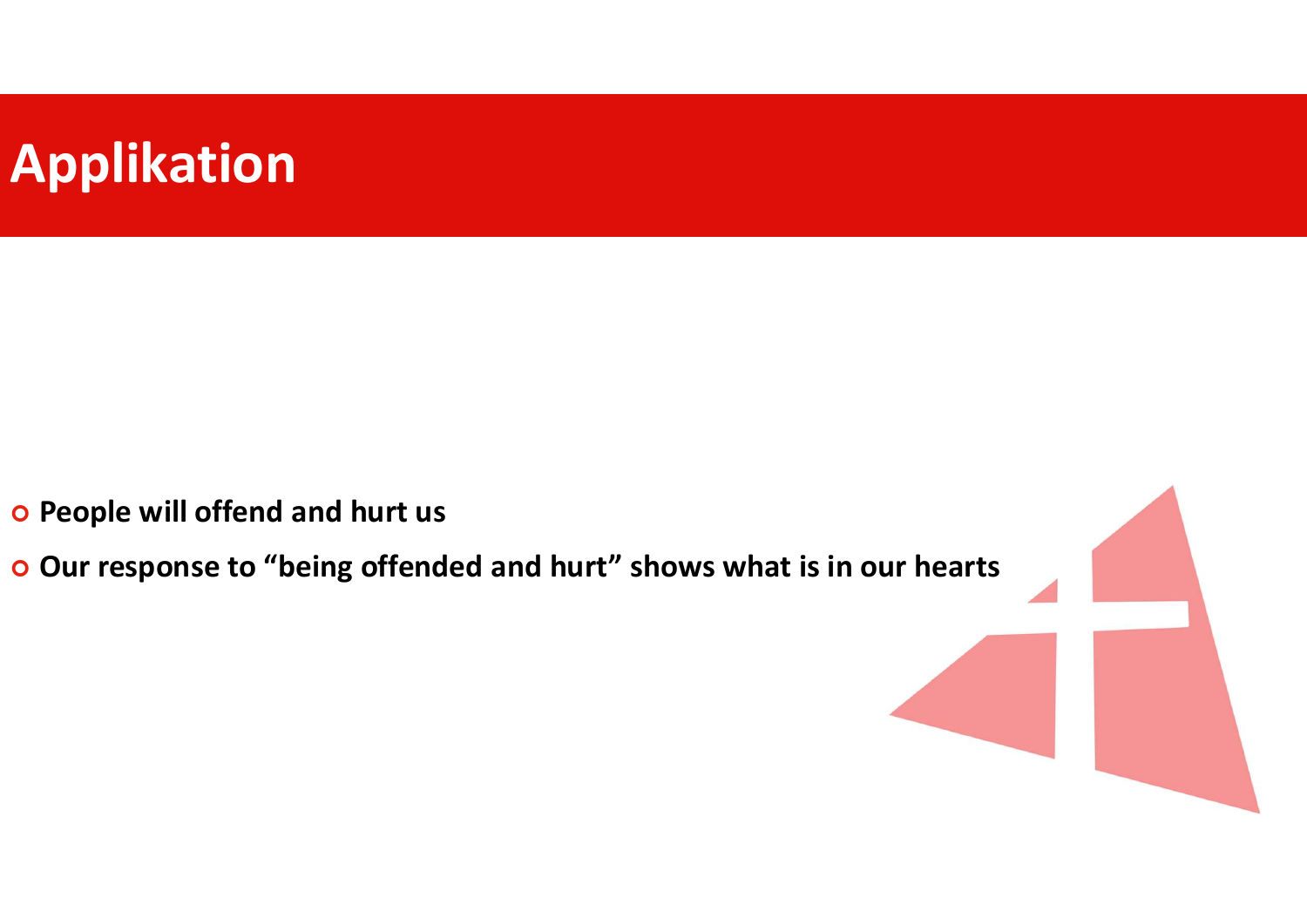# Applikation

- **People will offend and hurt us**
- **Our response to “being offended and hurt” shows what is in our hearts**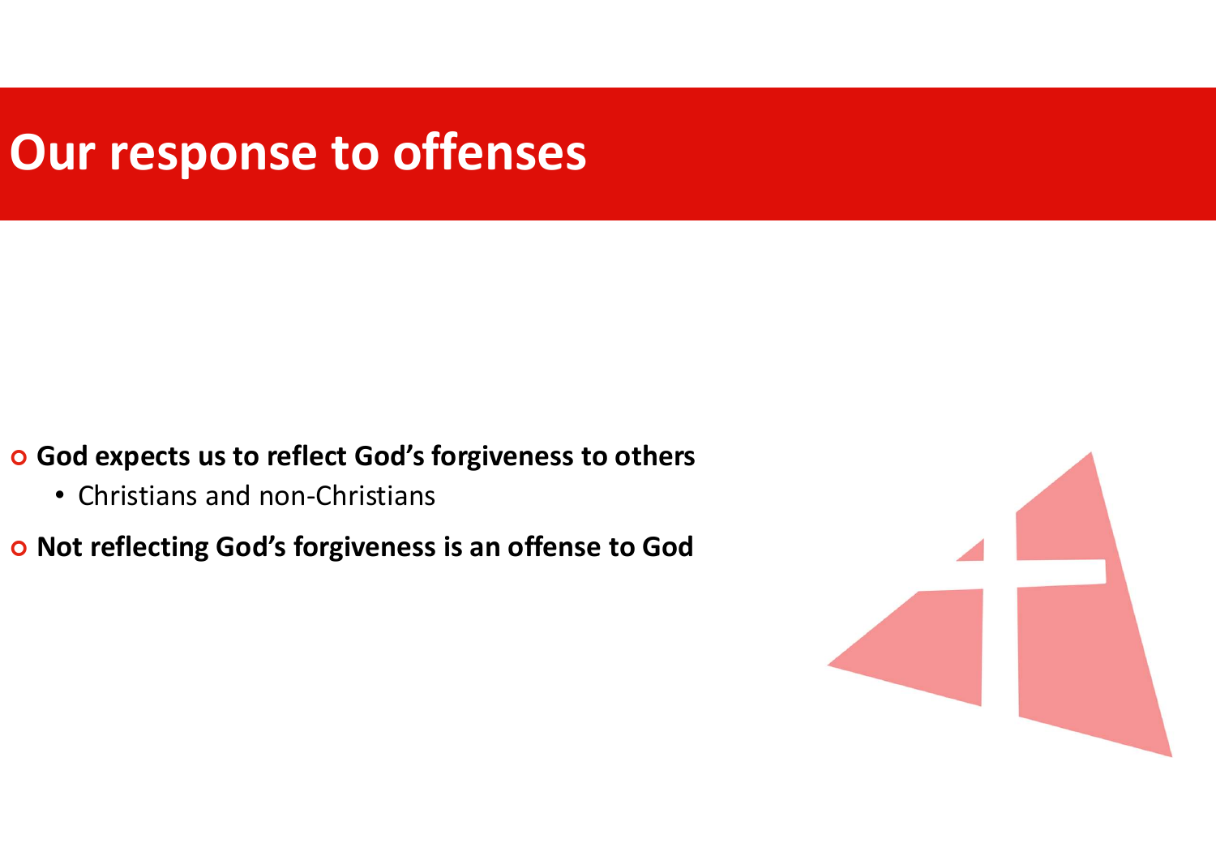# Our response to offenses

- **God expects us to reflect God's forgiveness to others**
  - Christians and non-Christians
- **Not reflecting God's forgiveness is an offense to God**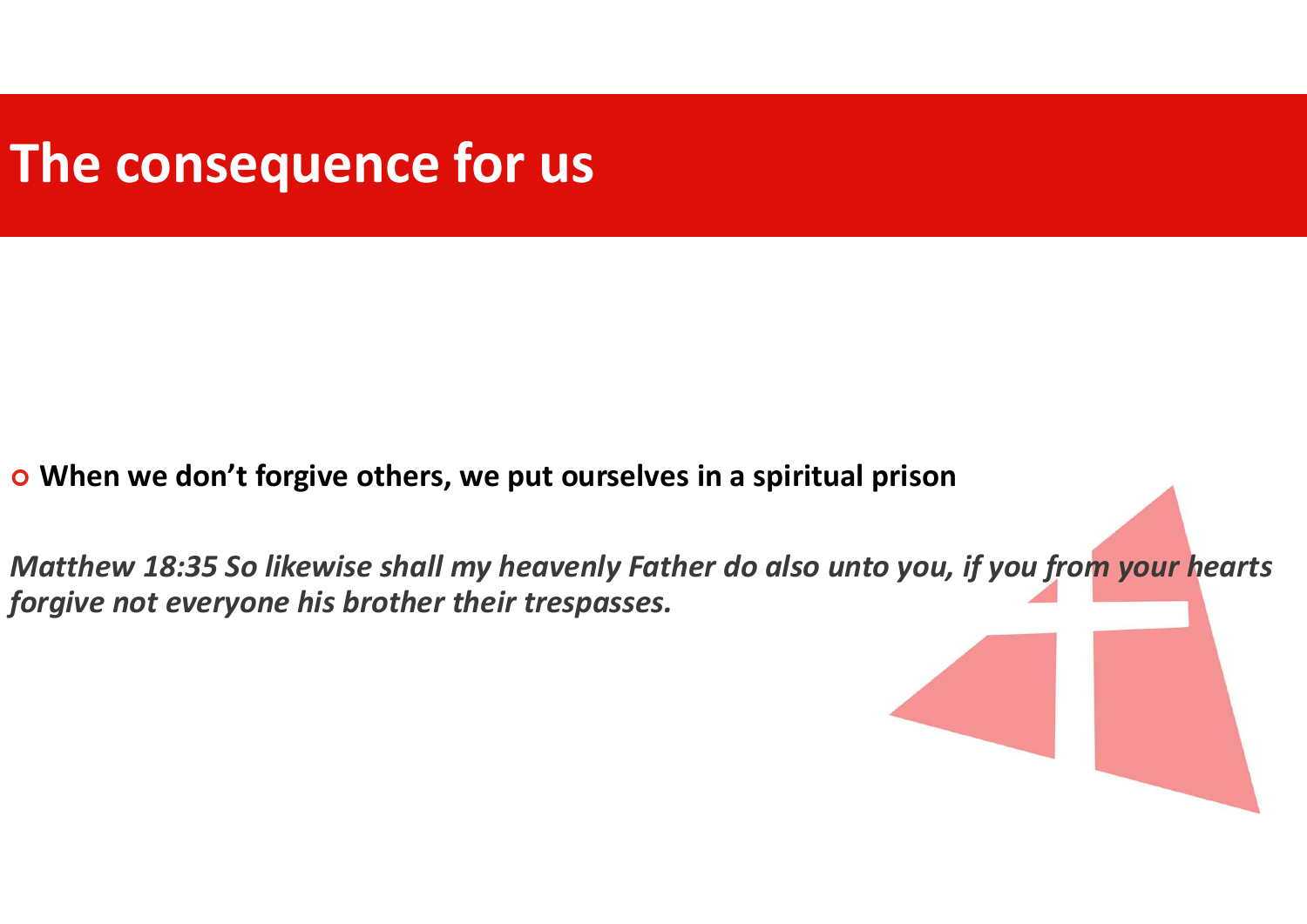# The consequence for us

- **When we don’t forgive others, we put ourselves in a spiritual prison**

***Matthew 18:35 So likewise shall my heavenly Father do also unto you, if you from your hearts forgive not everyone his brother their trespasses.***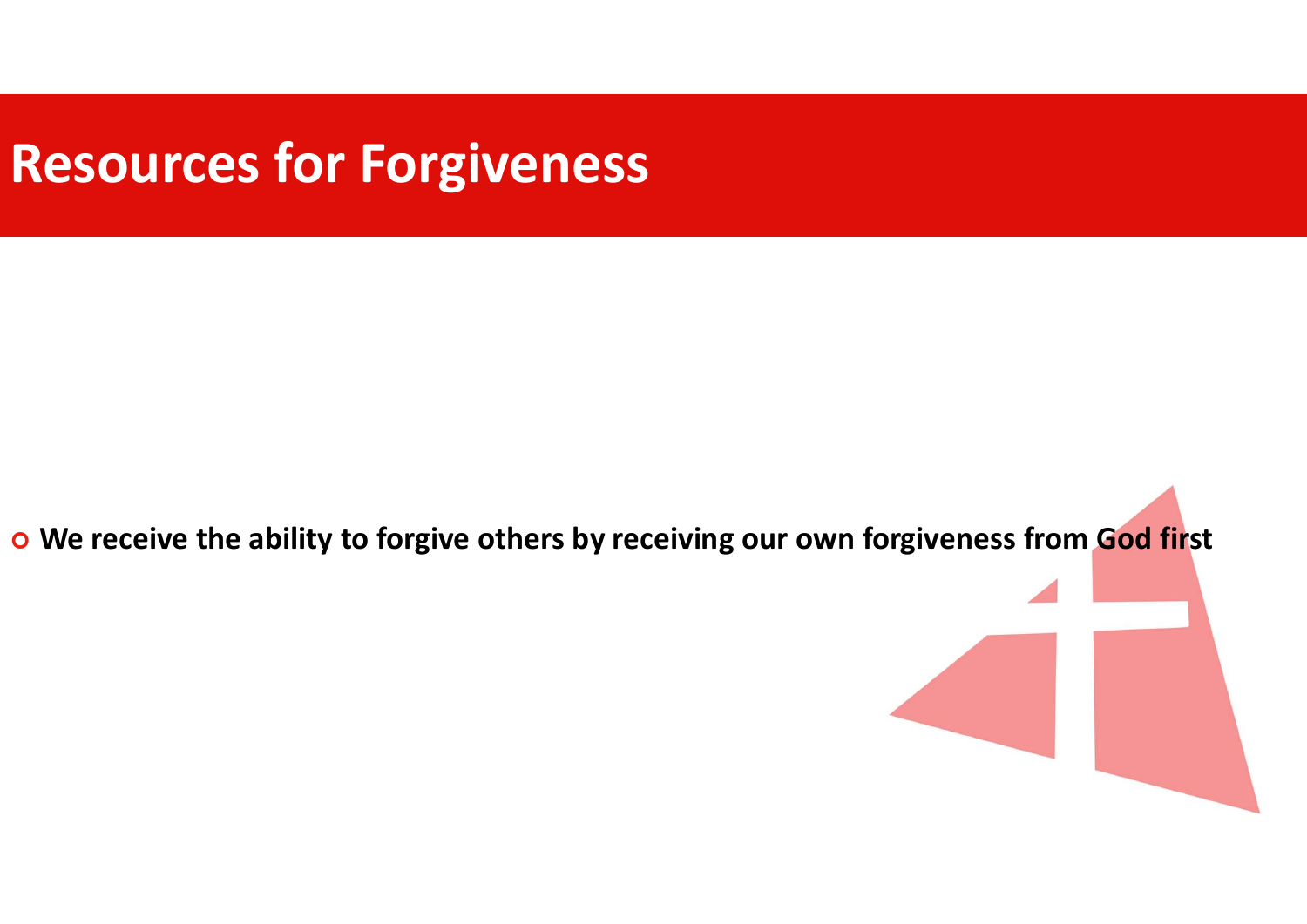# Resources for Forgiveness

- **We receive the ability to forgive others by receiving our own forgiveness from God first**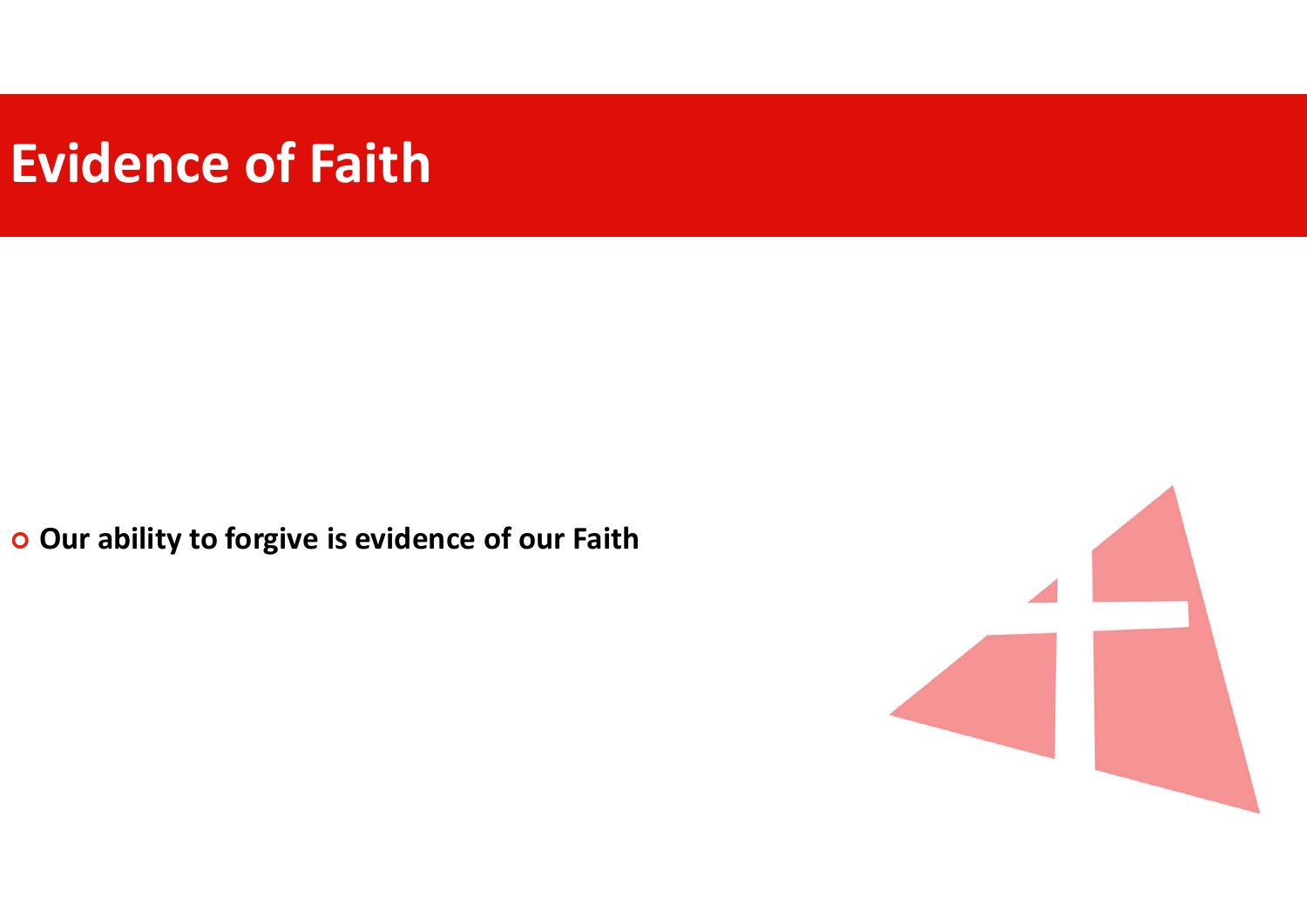# Evidence of Faith

- **Our ability to forgive is evidence of our Faith**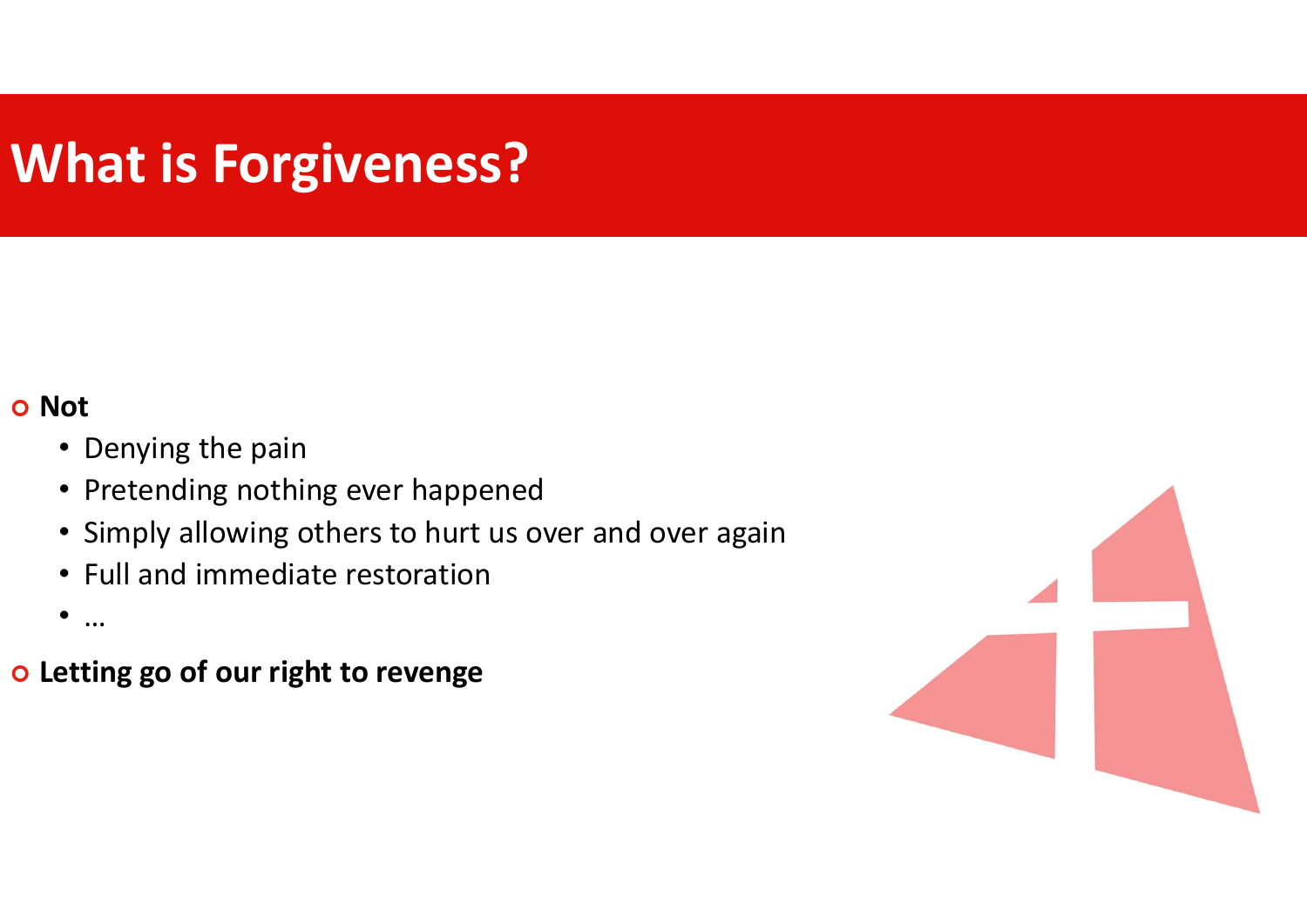# What is Forgiveness?

- **Not**
  - Denying the pain
  - Pretending nothing ever happened
  - Simply allowing others to hurt us over and over again
  - Full and immediate restoration
  - …
- **Letting go of our right to revenge**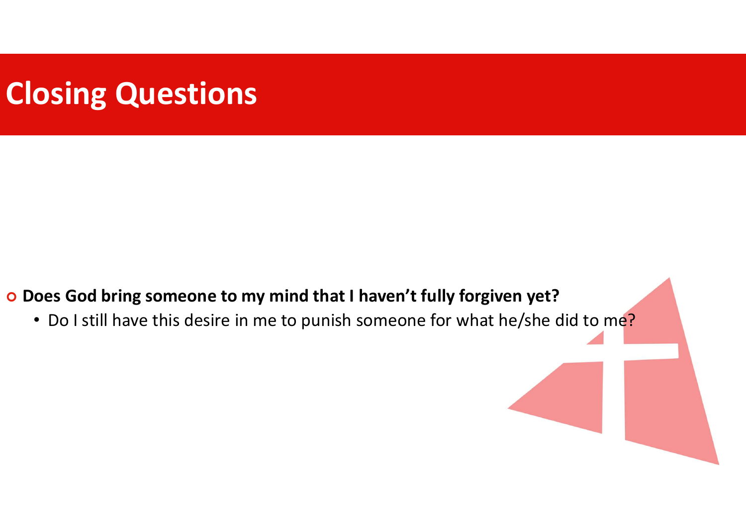# Closing Questions

- **Does God bring someone to my mind that I haven't fully forgiven yet?**
  - Do I still have this desire in me to punish someone for what he/she did to me?